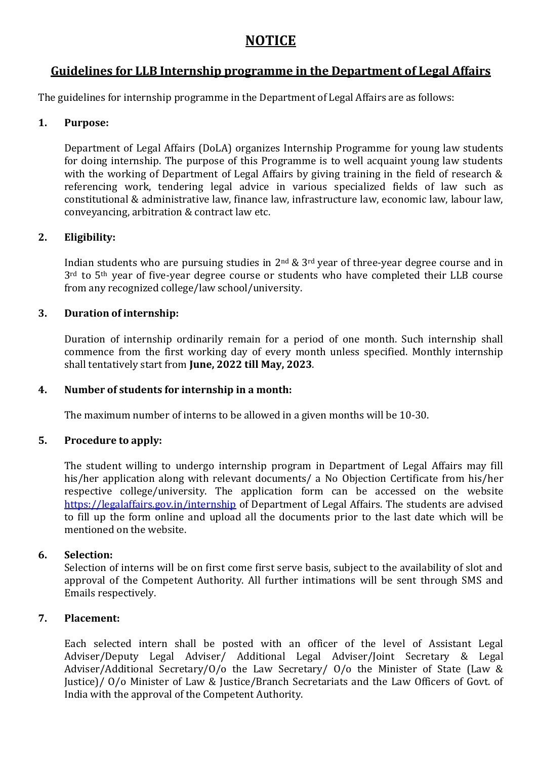# NOTICE

## Guidelines for LLB Internship programme in the Department of Legal Affairs

The guidelines for internship programme in the Department of Legal Affairs are as follows:

**1. Purpose:**

Department of Legal Affairs (DoLA) organizes Internship Programme for young law students for doing internship. The purpose of this Programme is to well acquaint young law students with the working of Department of Legal Affairs by giving training in the field of research & referencing work, tendering legal advice in various specialized fields of law such as constitutional & administrative law, finance law, infrastructure law, economic law, labour law, conveyancing, arbitration & contract law etc.

**2. Eligibility:**

Indian students who are pursuing studies in 2nd & 3rd year of three-year degree course and in 3rd to 5th year of five-year degree course or students who have completed their LLB course from any recognized college/law school/university.

**3. Duration of internship:**

Duration of internship ordinarily remain for a period of one month. Such internship shall commence from the first working day of every month unless specified. Monthly internship shall tentatively start from **June, 2022 till May, 2023**.

**4. Number of students for internship in a month:**

The maximum number of interns to be allowed in a given months will be 10-30.

**5. Procedure to apply:**

The student willing to undergo internship program in Department of Legal Affairs may fill his/her application along with relevant documents/ a No Objection Certificate from his/her respective college/university. The application form can be accessed on the website https://legalaffairs.gov.in/internship of Department of Legal Affairs. The students are advised to fill up the form online and upload all the documents prior to the last date which will be mentioned on the website.

**6. Selection:**

Selection of interns will be on first come first serve basis, subject to the availability of slot and approval of the Competent Authority. All further intimations will be sent through SMS and Emails respectively.

**7. Placement:**

Each selected intern shall be posted with an officer of the level of Assistant Legal Adviser/Deputy Legal Adviser/ Additional Legal Adviser/Joint Secretary & Legal Adviser/Additional Secretary/O/o the Law Secretary/ O/o the Minister of State (Law & Justice)/ O/o Minister of Law & Justice/Branch Secretariats and the Law Officers of Govt. of India with the approval of the Competent Authority.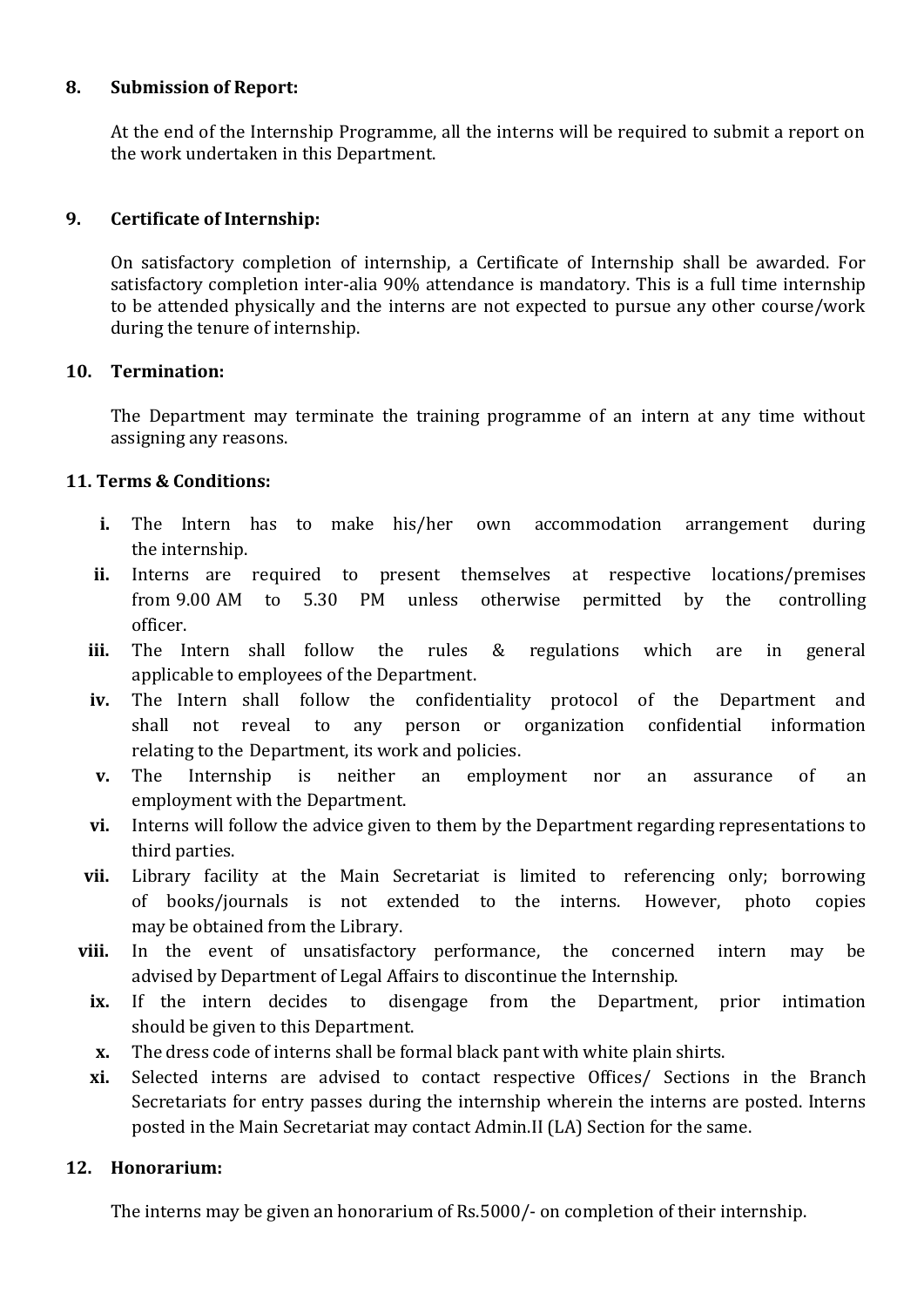**8. Submission of Report:**

At the end of the Internship Programme, all the interns will be required to submit a report on the work undertaken in this Department.

**9. Certificate of Internship:**

On satisfactory completion of internship, a Certificate of Internship shall be awarded. For satisfactory completion inter-alia 90% attendance is mandatory. This is a full time internship to be attended physically and the interns are not expected to pursue any other course/work during the tenure of internship.

**10. Termination:**

The Department may terminate the training programme of an intern at any time without assigning any reasons.

**11. Terms & Conditions:**

- **i.** The Intern has to make his/her own accommodation arrangement during the internship.
- **ii.** Interns are required to present themselves at respective locations/premises from 9.00 AM to 5.30 PM unless otherwise permitted by the controlling officer.
- **iii.** The Intern shall follow the rules & regulations which are in general applicable to employees of the Department.
- **iv.** The Intern shall follow the confidentiality protocol of the Department and shall not reveal to any person or organization confidential information relating to the Department, its work and policies.
- **v.** The Internship is neither an employment nor an assurance of an employment with the Department.
- **vi.** Interns will follow the advice given to them by the Department regarding representations to third parties.
- **vii.** Library facility at the Main Secretariat is limited to referencing only; borrowing of books/journals is not extended to the interns. However, photo copies may be obtained from the Library.
- **viii.** In the event of unsatisfactory performance, the concerned intern may be advised by Department of Legal Affairs to discontinue the Internship.
- **ix.** If the intern decides to disengage from the Department, prior intimation should be given to this Department.
- **x.** The dress code of interns shall be formal black pant with white plain shirts.
- **xi.** Selected interns are advised to contact respective Offices/ Sections in the Branch Secretariats for entry passes during the internship wherein the interns are posted. Interns posted in the Main Secretariat may contact Admin.II (LA) Section for the same.

**12. Honorarium:**

The interns may be given an honorarium of Rs.5000/- on completion of their internship.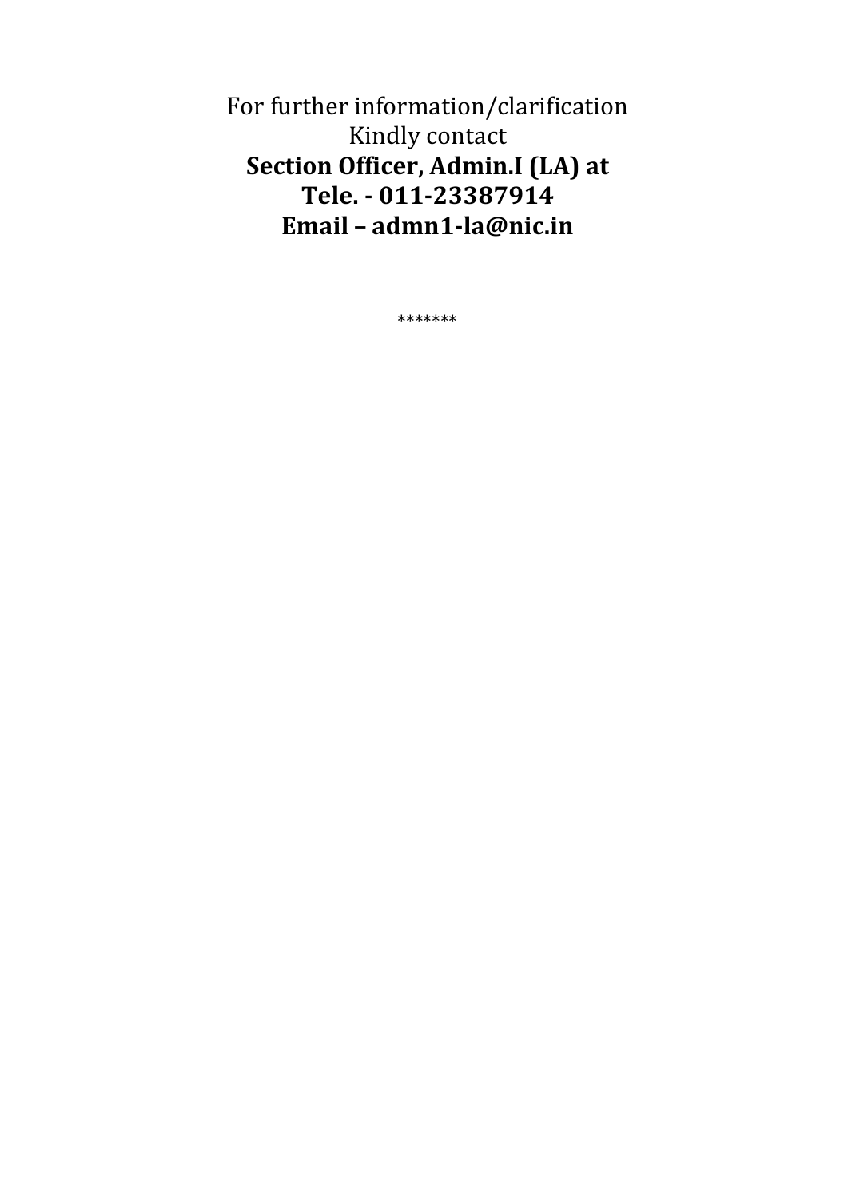For further information/clarification
Kindly contact
**Section Officer, Admin.I (LA) at**
**Tele. - 011-23387914**
**Email – admn1-la@nic.in**

*******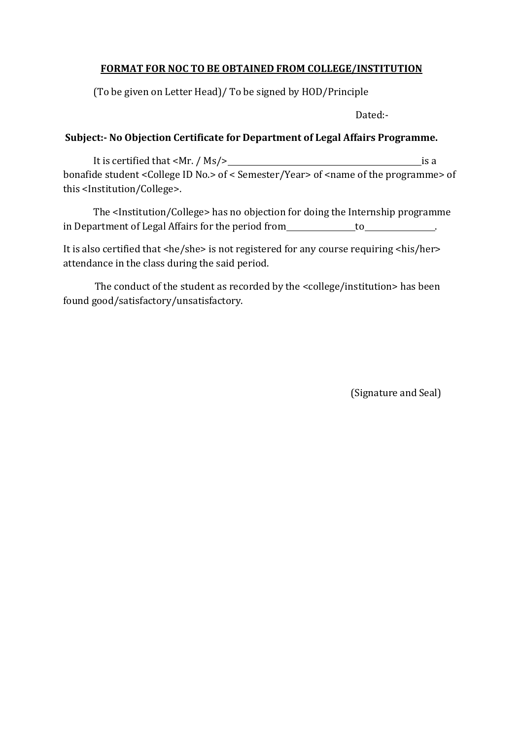**FORMAT FOR NOC TO BE OBTAINED FROM COLLEGE/INSTITUTION**

(To be given on Letter Head)/ To be signed by HOD/Principle

Dated:-

**Subject:- No Objection Certificate for Department of Legal Affairs Programme.**

It is certified that <Mr. / Ms/>\_\_\_\_\_\_\_\_\_\_\_\_\_\_\_\_\_\_\_\_\_\_\_\_\_\_\_\_\_\_\_\_\_\_\_\_\_\_\_\_is a bonafide student <College ID No.> of < Semester/Year> of <name of the programme> of this <Institution/College>.

The <Institution/College> has no objection for doing the Internship programme in Department of Legal Affairs for the period from\_\_\_\_\_\_\_\_\_\_\_\_\_\_\_to\_\_\_\_\_\_\_\_\_\_\_\_\_\_\_.

It is also certified that <he/she> is not registered for any course requiring <his/her> attendance in the class during the said period.

The conduct of the student as recorded by the <college/institution> has been found good/satisfactory/unsatisfactory.

(Signature and Seal)